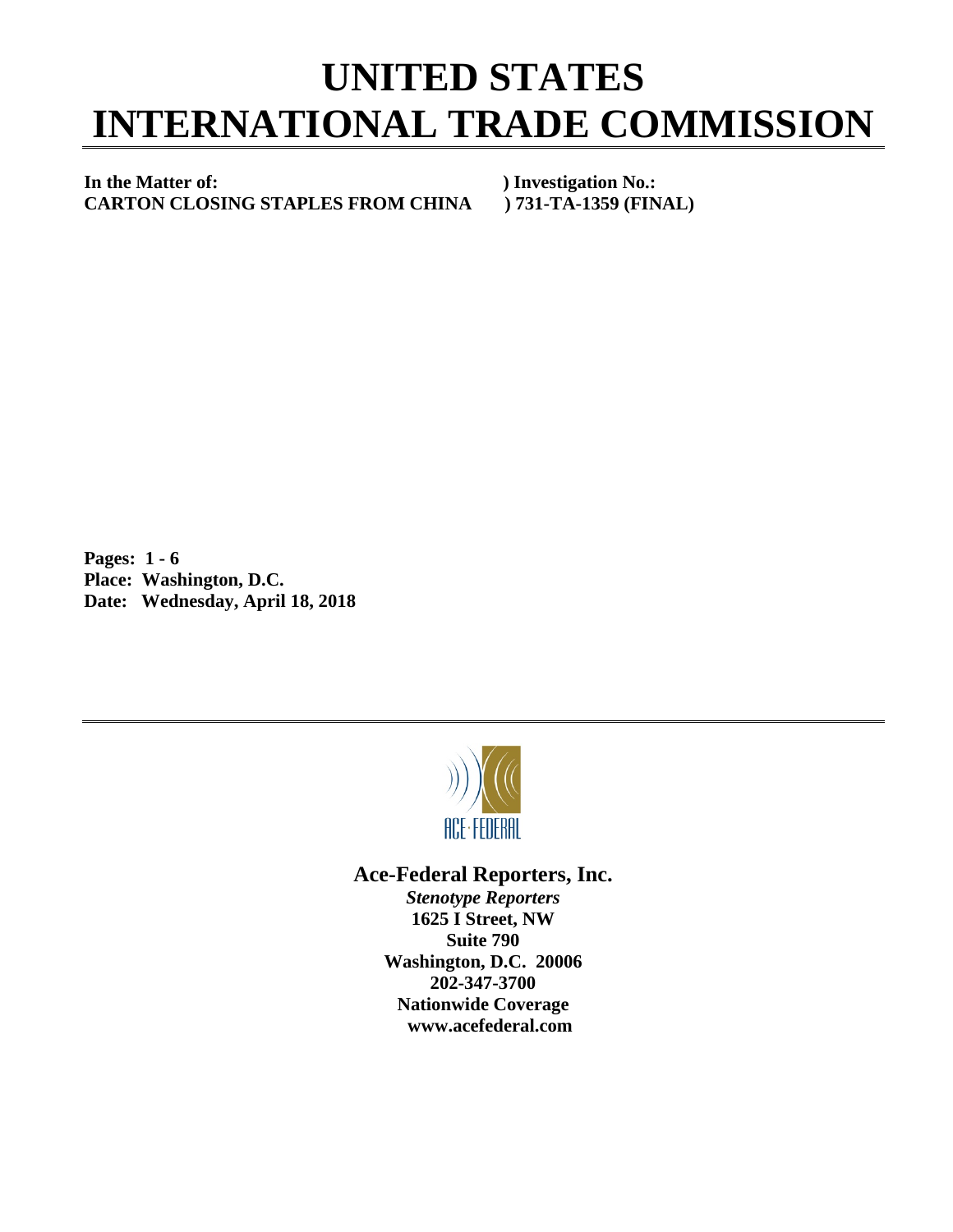# UNITED STATES INTERNATIONAL TRADE COMMISSION

**In the Matter of:** ) **Investigation No.:**
**CARTON CLOSING STAPLES FROM CHINA** ) **731-TA-1359 (FINAL)**

**Pages: 1 - 6**
**Place: Washington, D.C.**
**Date: Wednesday, April 18, 2018**

ACE·FEDERAL

**Ace-Federal Reporters, Inc.**

***Stenotype Reporters***
**1625 I Street, NW**
**Suite 790**
**Washington, D.C. 20006**
**202-347-3700**
**Nationwide Coverage**
**www.acefederal.com**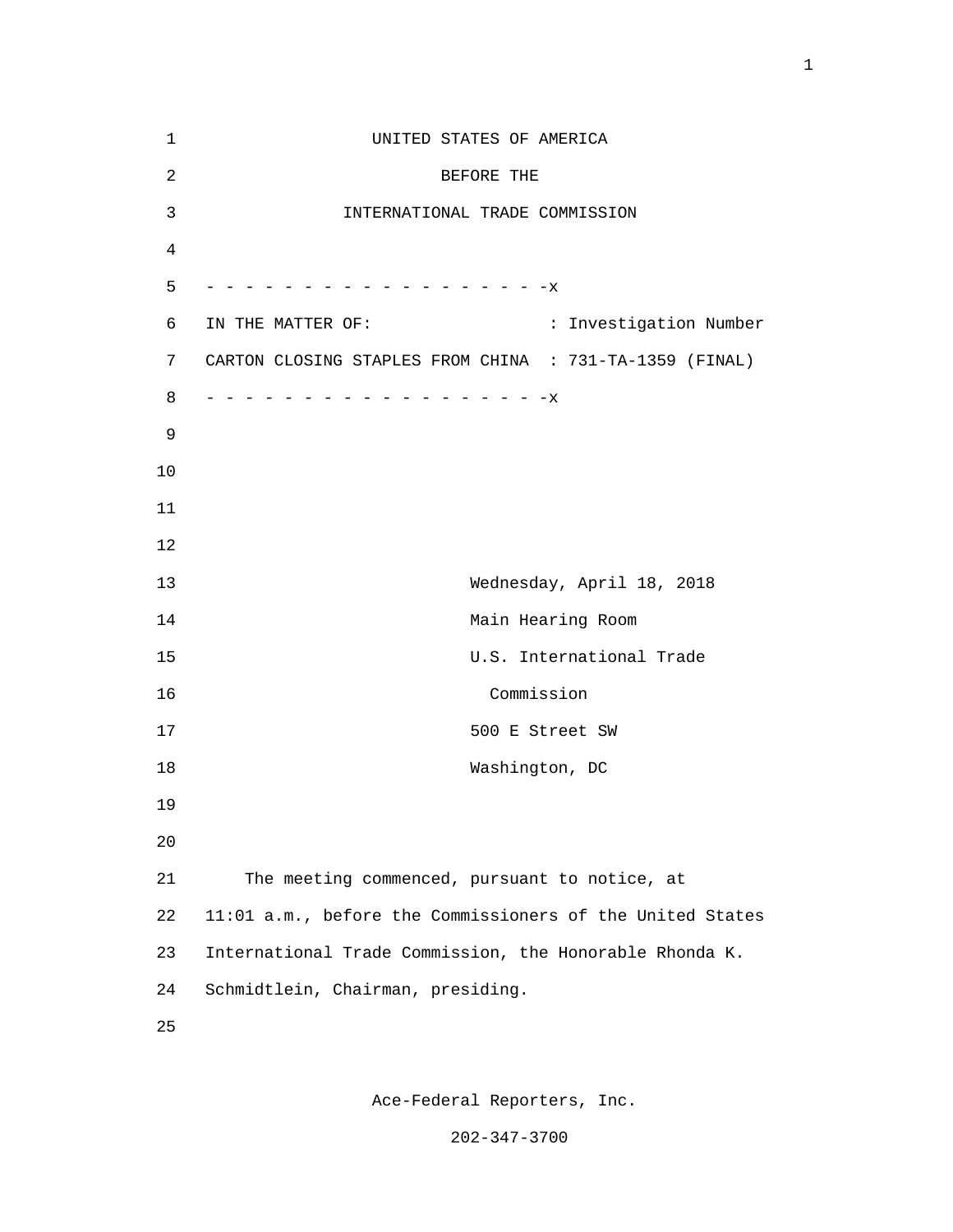UNITED STATES OF AMERICA

BEFORE THE

INTERNATIONAL TRADE COMMISSION

```
- - - - - - - - - - - - - - - - - - -x
IN THE MATTER OF:                   : Investigation Number
CARTON CLOSING STAPLES FROM CHINA  : 731-TA-1359 (FINAL)
- - - - - - - - - - - - - - - - - - -x
```

Wednesday, April 18, 2018

Main Hearing Room

U.S. International Trade Commission

500 E Street SW

Washington, DC

The meeting commenced, pursuant to notice, at 11:01 a.m., before the Commissioners of the United States International Trade Commission, the Honorable Rhonda K. Schmidtlein, Chairman, presiding.

Ace-Federal Reporters, Inc.

202-347-3700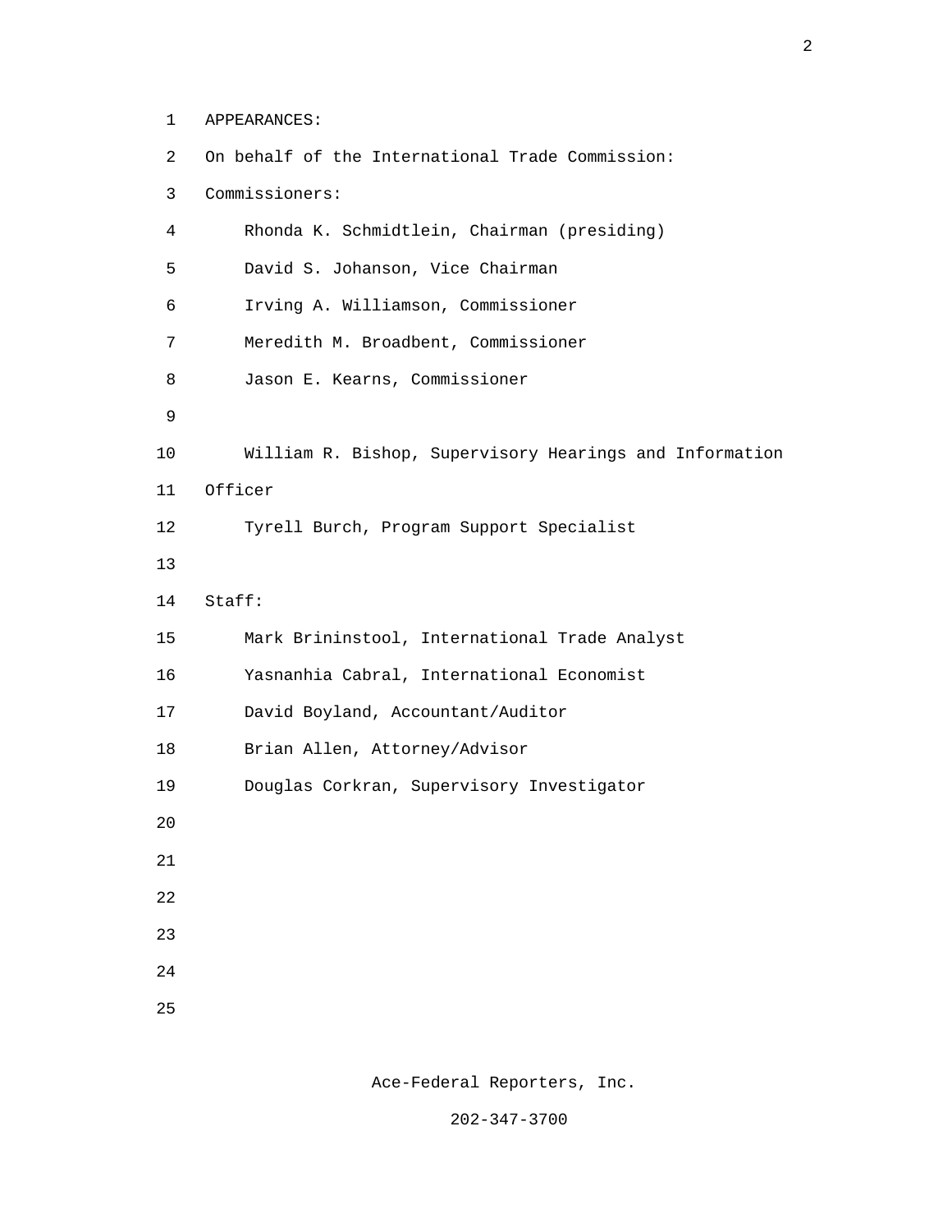APPEARANCES:

On behalf of the International Trade Commission:

Commissioners:

Rhonda K. Schmidtlein, Chairman (presiding)

David S. Johanson, Vice Chairman

Irving A. Williamson, Commissioner

Meredith M. Broadbent, Commissioner

Jason E. Kearns, Commissioner

William R. Bishop, Supervisory Hearings and Information Officer

Tyrell Burch, Program Support Specialist

Staff:

Mark Brininstool, International Trade Analyst

Yasnanhia Cabral, International Economist

David Boyland, Accountant/Auditor

Brian Allen, Attorney/Advisor

Douglas Corkran, Supervisory Investigator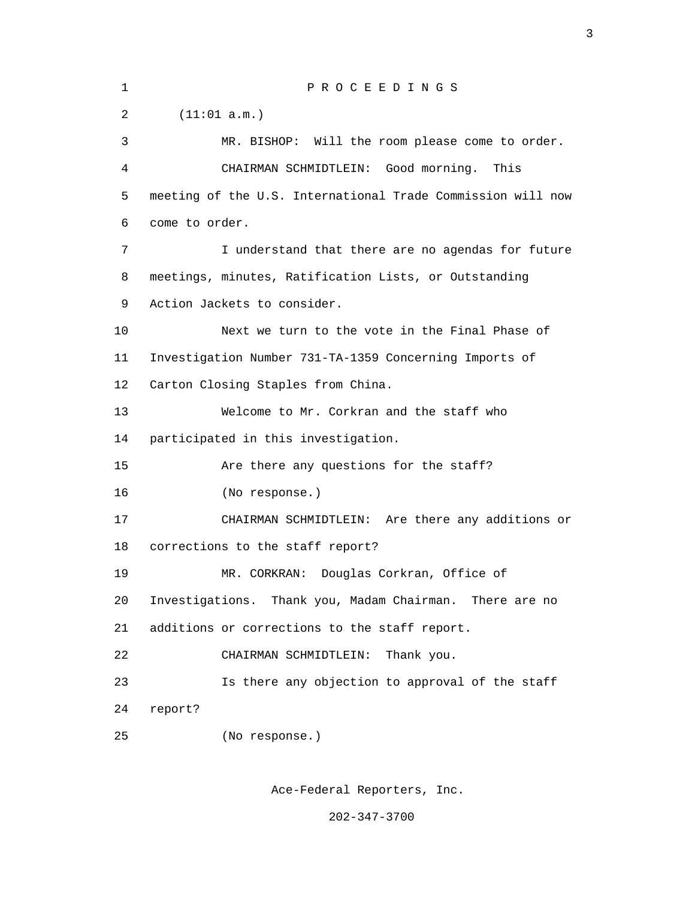P R O C E E D I N G S

(11:01 a.m.)

MR. BISHOP: Will the room please come to order.

CHAIRMAN SCHMIDTLEIN: Good morning. This meeting of the U.S. International Trade Commission will now come to order.

I understand that there are no agendas for future meetings, minutes, Ratification Lists, or Outstanding Action Jackets to consider.

Next we turn to the vote in the Final Phase of Investigation Number 731-TA-1359 Concerning Imports of Carton Closing Staples from China.

Welcome to Mr. Corkran and the staff who participated in this investigation.

Are there any questions for the staff?

(No response.)

CHAIRMAN SCHMIDTLEIN: Are there any additions or corrections to the staff report?

MR. CORKRAN: Douglas Corkran, Office of Investigations. Thank you, Madam Chairman. There are no additions or corrections to the staff report.

CHAIRMAN SCHMIDTLEIN: Thank you.

Is there any objection to approval of the staff report?

(No response.)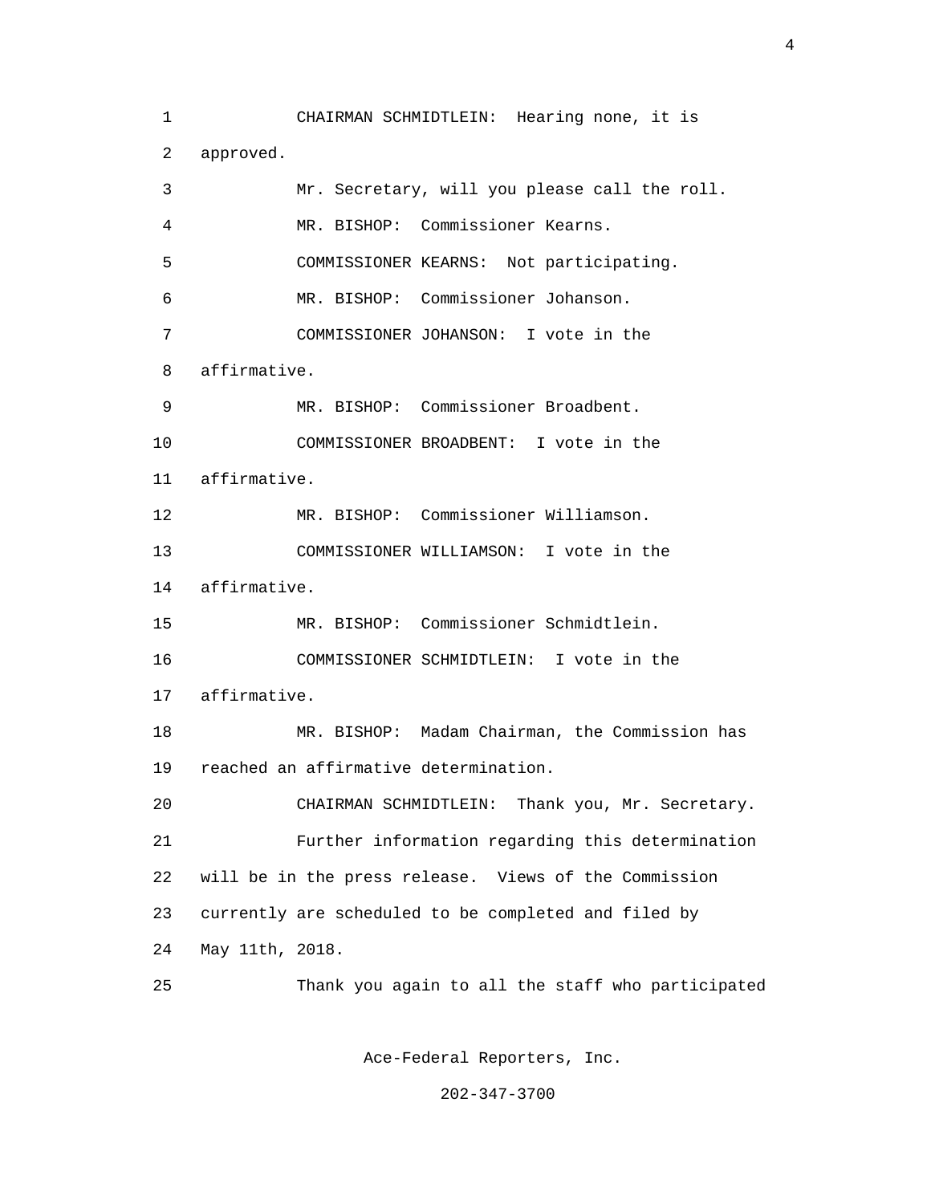CHAIRMAN SCHMIDTLEIN: Hearing none, it is approved.

Mr. Secretary, will you please call the roll.

MR. BISHOP: Commissioner Kearns.

COMMISSIONER KEARNS: Not participating.

MR. BISHOP: Commissioner Johanson.

COMMISSIONER JOHANSON: I vote in the affirmative.

MR. BISHOP: Commissioner Broadbent.

COMMISSIONER BROADBENT: I vote in the affirmative.

MR. BISHOP: Commissioner Williamson.

COMMISSIONER WILLIAMSON: I vote in the affirmative.

MR. BISHOP: Commissioner Schmidtlein.

COMMISSIONER SCHMIDTLEIN: I vote in the affirmative.

MR. BISHOP: Madam Chairman, the Commission has reached an affirmative determination.

CHAIRMAN SCHMIDTLEIN: Thank you, Mr. Secretary.

Further information regarding this determination will be in the press release. Views of the Commission currently are scheduled to be completed and filed by May 11th, 2018.

Thank you again to all the staff who participated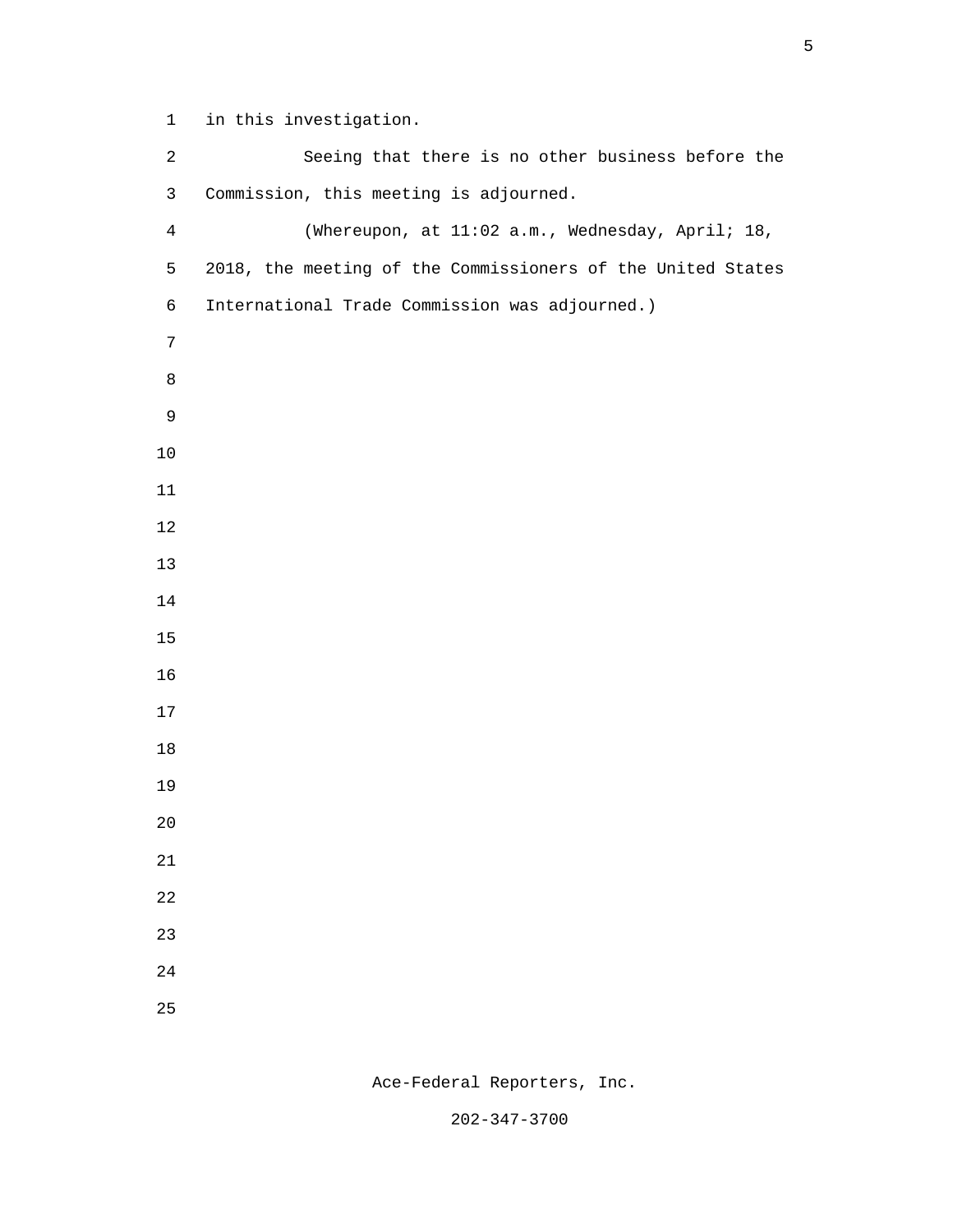in this investigation.

Seeing that there is no other business before the Commission, this meeting is adjourned.

(Whereupon, at 11:02 a.m., Wednesday, April; 18, 2018, the meeting of the Commissioners of the United States International Trade Commission was adjourned.)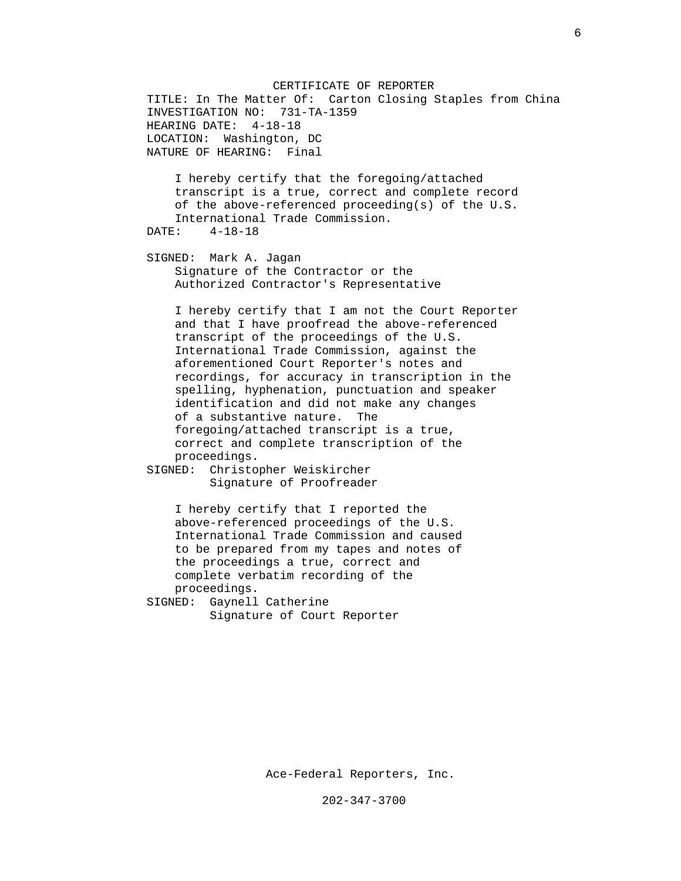# CERTIFICATE OF REPORTER

TITLE: In The Matter Of: Carton Closing Staples from China
INVESTIGATION NO: 731-TA-1359
HEARING DATE: 4-18-18
LOCATION: Washington, DC
NATURE OF HEARING: Final

I hereby certify that the foregoing/attached transcript is a true, correct and complete record of the above-referenced proceeding(s) of the U.S. International Trade Commission.

DATE: 4-18-18

SIGNED: Mark A. Jagan
Signature of the Contractor or the Authorized Contractor's Representative

I hereby certify that I am not the Court Reporter and that I have proofread the above-referenced transcript of the proceedings of the U.S. International Trade Commission, against the aforementioned Court Reporter's notes and recordings, for accuracy in transcription in the spelling, hyphenation, punctuation and speaker identification and did not make any changes of a substantive nature. The foregoing/attached transcript is a true, correct and complete transcription of the proceedings.

SIGNED: Christopher Weiskircher
Signature of Proofreader

I hereby certify that I reported the above-referenced proceedings of the U.S. International Trade Commission and caused to be prepared from my tapes and notes of the proceedings a true, correct and complete verbatim recording of the proceedings.

SIGNED: Gaynell Catherine
Signature of Court Reporter